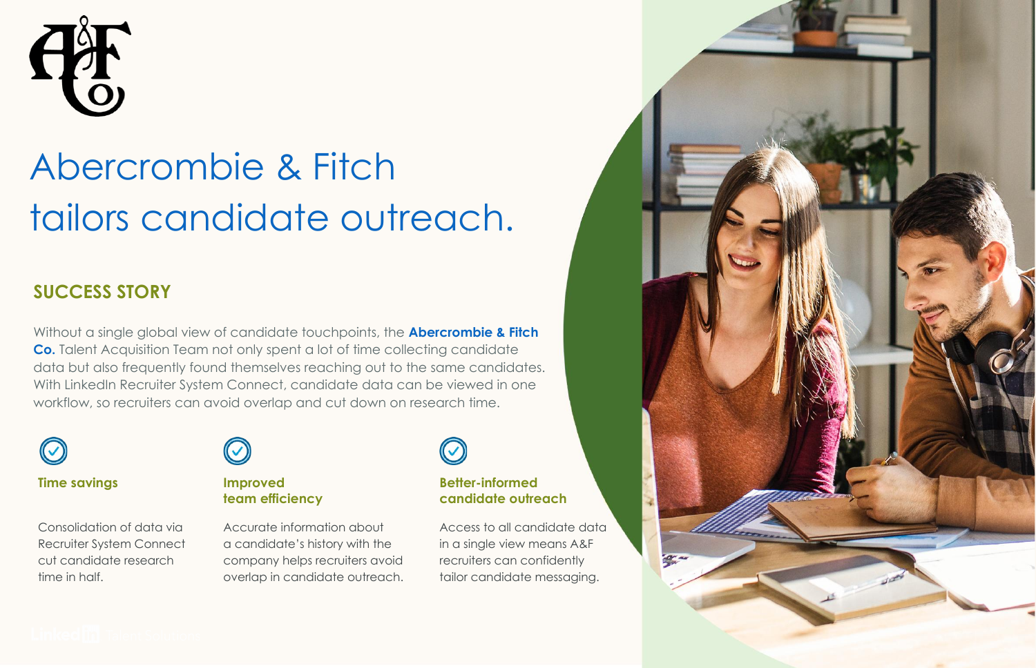# Abercrombie & Fitch tailors candidate outreach.

## SUCCESS STORY

Without a single global view of candidate touchpoints, the **Abercrombie & Fitch Co.** Talent Acquisition Team not only spent a lot of time collecting candidate data but also frequently found themselves reaching out to the same candidates. With LinkedIn Recruiter System Connect, candidate data can be viewed in one workflow, so recruiters can avoid overlap and cut down on research time.

### Time savings

Consolidation of data via Recruiter System Connect cut candidate research time in half.

### Improved team efficiency

Accurate information about a candidate's history with the company helps recruiters avoid overlap in candidate outreach.

### Better-informed candidate outreach

Access to all candidate data in a single view means A&F recruiters can confidently tailor candidate messaging.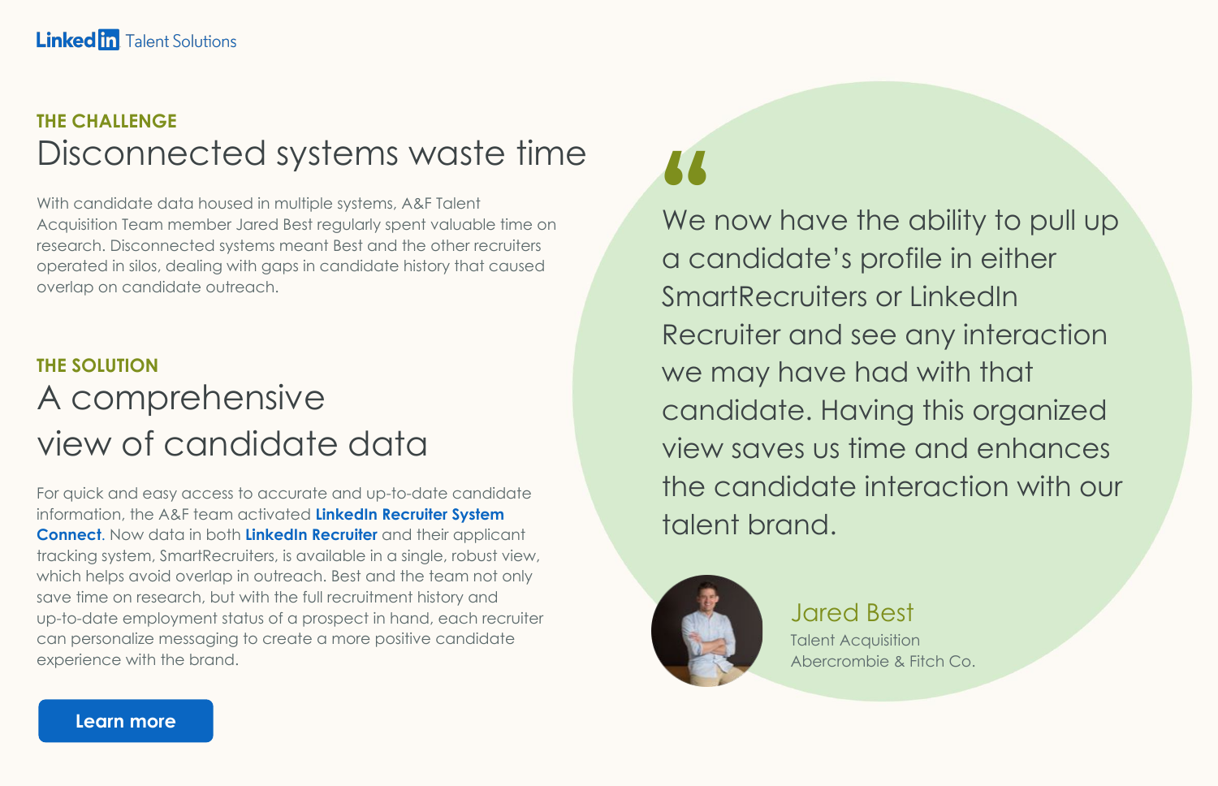LinkedIn Talent Solutions

THE CHALLENGE

## Disconnected systems waste time

With candidate data housed in multiple systems, A&F Talent Acquisition Team member Jared Best regularly spent valuable time on research. Disconnected systems meant Best and the other recruiters operated in silos, dealing with gaps in candidate history that caused overlap on candidate outreach.

THE SOLUTION

## A comprehensive view of candidate data

For quick and easy access to accurate and up-to-date candidate information, the A&F team activated **LinkedIn Recruiter System Connect**. Now data in both **LinkedIn Recruiter** and their applicant tracking system, SmartRecruiters, is available in a single, robust view, which helps avoid overlap in outreach. Best and the team not only save time on research, but with the full recruitment history and up-to-date employment status of a prospect in hand, each recruiter can personalize messaging to create a more positive candidate experience with the brand.

Learn more

> "We now have the ability to pull up a candidate's profile in either SmartRecruiters or LinkedIn Recruiter and see any interaction we may have had with that candidate. Having this organized view saves us time and enhances the candidate interaction with our talent brand.

Jared Best
Talent Acquisition
Abercrombie & Fitch Co.